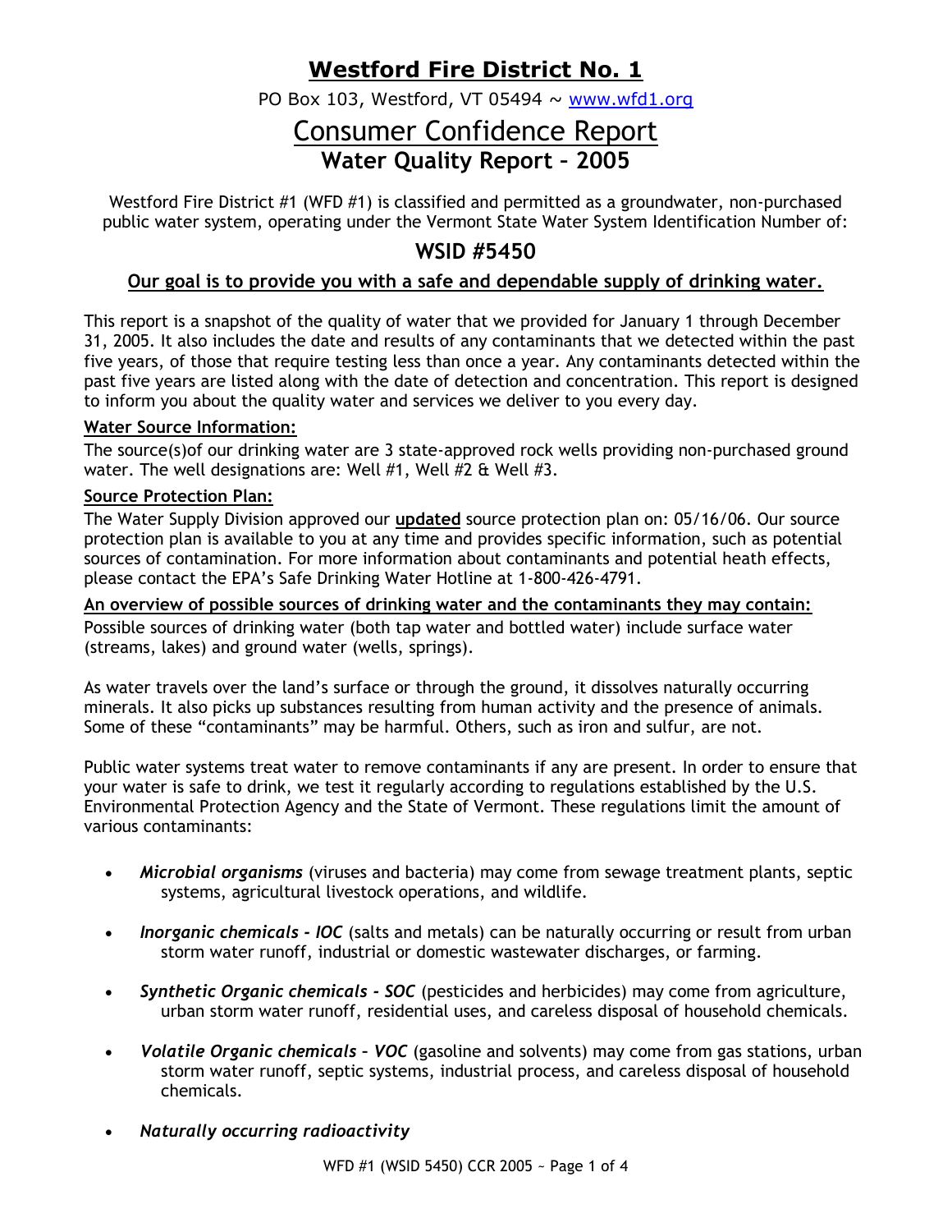# Westford Fire District No. 1

PO Box 103, Westford, VT 05494 ~ www.wfd1.org

# Consumer Confidence Report

## Water Quality Report – 2005

Westford Fire District #1 (WFD #1) is classified and permitted as a groundwater, non-purchased public water system, operating under the Vermont State Water System Identification Number of:

## WSID #5450

**Our goal is to provide you with a safe and dependable supply of drinking water.**

This report is a snapshot of the quality of water that we provided for January 1 through December 31, 2005. It also includes the date and results of any contaminants that we detected within the past five years, of those that require testing less than once a year. Any contaminants detected within the past five years are listed along with the date of detection and concentration. This report is designed to inform you about the quality water and services we deliver to you every day.

**Water Source Information:**

The source(s)of our drinking water are 3 state-approved rock wells providing non-purchased ground water. The well designations are: Well #1, Well #2 & Well #3.

**Source Protection Plan:**

The Water Supply Division approved our **updated** source protection plan on: 05/16/06. Our source protection plan is available to you at any time and provides specific information, such as potential sources of contamination. For more information about contaminants and potential heath effects, please contact the EPA's Safe Drinking Water Hotline at 1-800-426-4791.

**An overview of possible sources of drinking water and the contaminants they may contain:**

Possible sources of drinking water (both tap water and bottled water) include surface water (streams, lakes) and ground water (wells, springs).

As water travels over the land's surface or through the ground, it dissolves naturally occurring minerals. It also picks up substances resulting from human activity and the presence of animals. Some of these "contaminants" may be harmful. Others, such as iron and sulfur, are not.

Public water systems treat water to remove contaminants if any are present. In order to ensure that your water is safe to drink, we test it regularly according to regulations established by the U.S. Environmental Protection Agency and the State of Vermont. These regulations limit the amount of various contaminants:

- ***Microbial organisms*** (viruses and bacteria) may come from sewage treatment plants, septic systems, agricultural livestock operations, and wildlife.
- ***Inorganic chemicals - IOC*** (salts and metals) can be naturally occurring or result from urban storm water runoff, industrial or domestic wastewater discharges, or farming.
- ***Synthetic Organic chemicals - SOC*** (pesticides and herbicides) may come from agriculture, urban storm water runoff, residential uses, and careless disposal of household chemicals.
- ***Volatile Organic chemicals – VOC*** (gasoline and solvents) may come from gas stations, urban storm water runoff, septic systems, industrial process, and careless disposal of household chemicals.
- ***Naturally occurring radioactivity***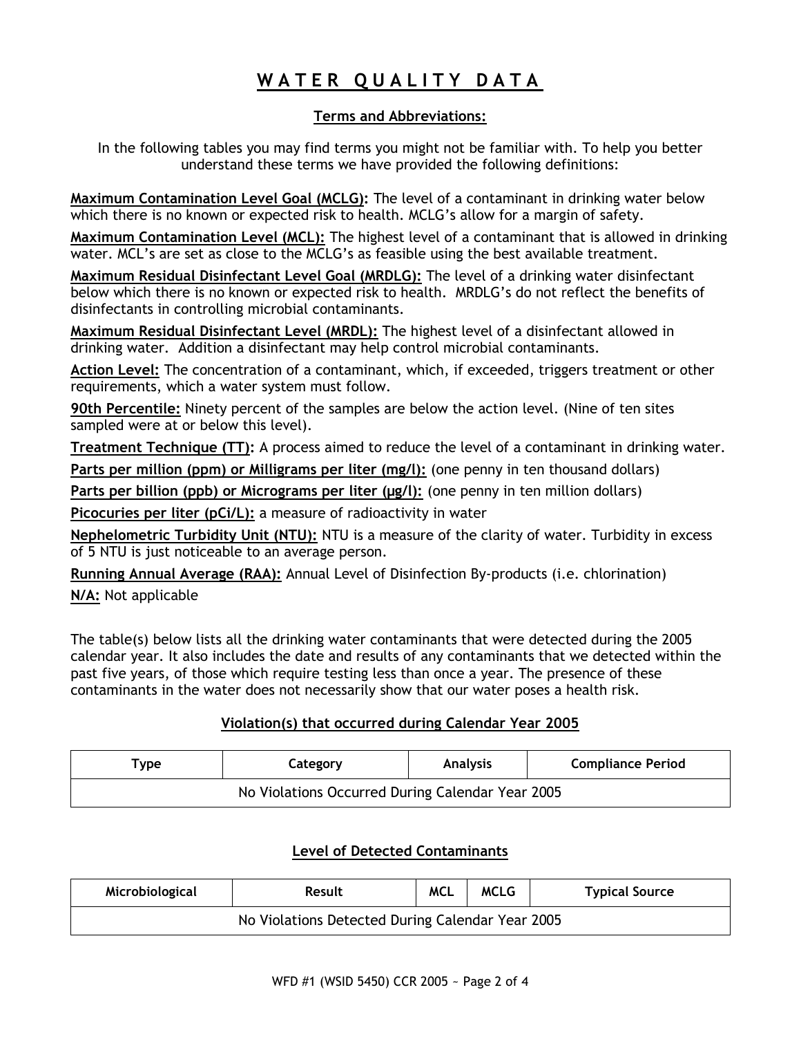# WATER QUALITY DATA

## Terms and Abbreviations:

In the following tables you may find terms you might not be familiar with. To help you better understand these terms we have provided the following definitions:

**Maximum Contamination Level Goal (MCLG):** The level of a contaminant in drinking water below which there is no known or expected risk to health. MCLG's allow for a margin of safety.

**Maximum Contamination Level (MCL):** The highest level of a contaminant that is allowed in drinking water. MCL's are set as close to the MCLG's as feasible using the best available treatment.

**Maximum Residual Disinfectant Level Goal (MRDLG):** The level of a drinking water disinfectant below which there is no known or expected risk to health. MRDLG's do not reflect the benefits of disinfectants in controlling microbial contaminants.

**Maximum Residual Disinfectant Level (MRDL):** The highest level of a disinfectant allowed in drinking water. Addition a disinfectant may help control microbial contaminants.

**Action Level:** The concentration of a contaminant, which, if exceeded, triggers treatment or other requirements, which a water system must follow.

**90th Percentile:** Ninety percent of the samples are below the action level. (Nine of ten sites sampled were at or below this level).

**Treatment Technique (TT):** A process aimed to reduce the level of a contaminant in drinking water.

**Parts per million (ppm) or Milligrams per liter (mg/l):** (one penny in ten thousand dollars)

**Parts per billion (ppb) or Micrograms per liter (µg/l):** (one penny in ten million dollars)

**Picocuries per liter (pCi/L):** a measure of radioactivity in water

**Nephelometric Turbidity Unit (NTU):** NTU is a measure of the clarity of water. Turbidity in excess of 5 NTU is just noticeable to an average person.

**Running Annual Average (RAA):** Annual Level of Disinfection By-products (i.e. chlorination)

**N/A:** Not applicable

The table(s) below lists all the drinking water contaminants that were detected during the 2005 calendar year. It also includes the date and results of any contaminants that we detected within the past five years, of those which require testing less than once a year. The presence of these contaminants in the water does not necessarily show that our water poses a health risk.

### Violation(s) that occurred during Calendar Year 2005

| Type | Category | Analysis | Compliance Period |
|---|---|---|---|
| No Violations Occurred During Calendar Year 2005 | | | |

### Level of Detected Contaminants

| Microbiological | Result | MCL | MCLG | Typical Source |
|---|---|---|---|---|
| No Violations Detected During Calendar Year 2005 | | | | |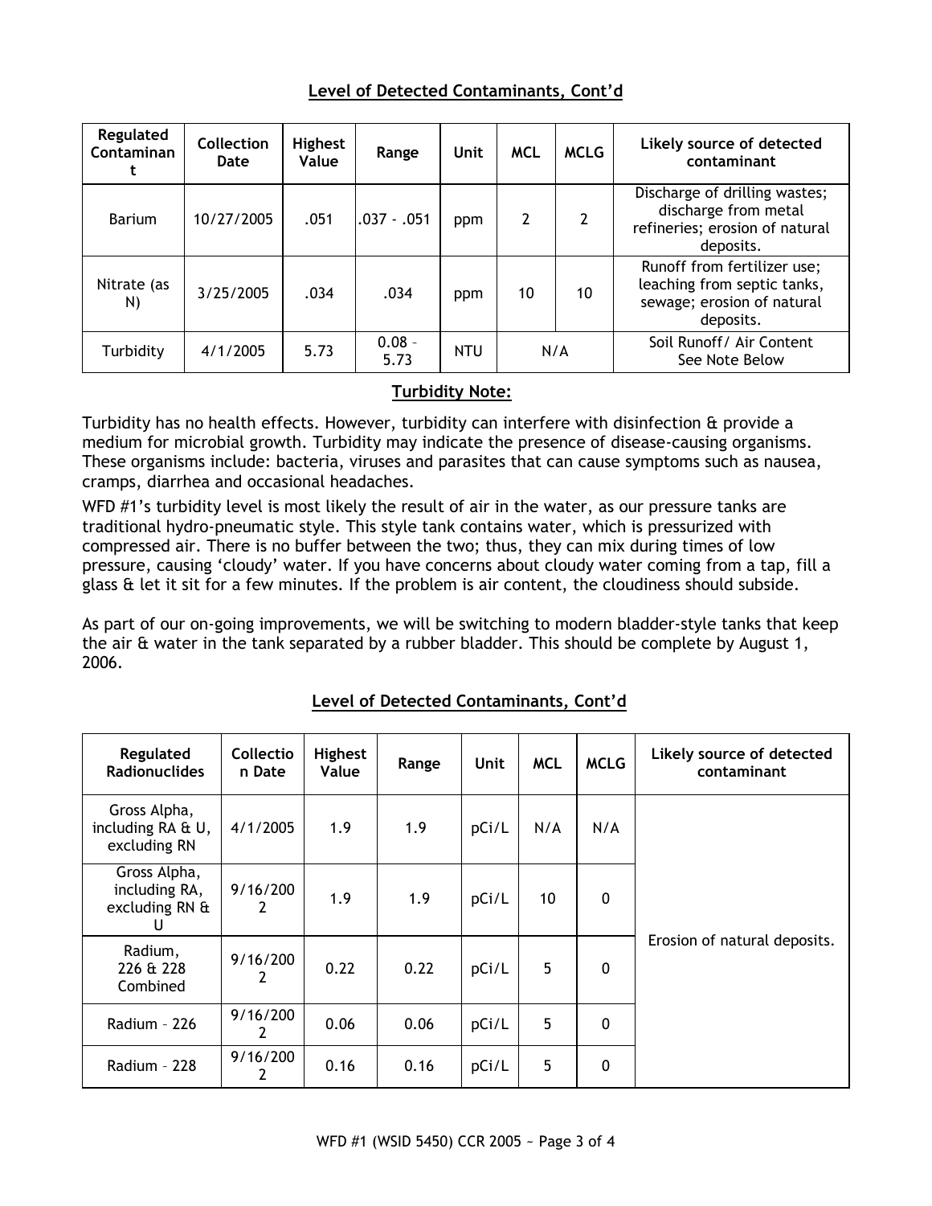## Level of Detected Contaminants, Cont'd

| Regulated Contaminant | Collection Date | Highest Value | Range | Unit | MCL | MCLG | Likely source of detected contaminant |
|---|---|---|---|---|---|---|---|
| Barium | 10/27/2005 | .051 | .037 - .051 | ppm | 2 | 2 | Discharge of drilling wastes; discharge from metal refineries; erosion of natural deposits. |
| Nitrate (as N) | 3/25/2005 | .034 | .034 | ppm | 10 | 10 | Runoff from fertilizer use; leaching from septic tanks, sewage; erosion of natural deposits. |
| Turbidity | 4/1/2005 | 5.73 | 0.08 – 5.73 | NTU | N/A | | Soil Runoff/ Air Content See Note Below |

**Turbidity Note:**

Turbidity has no health effects. However, turbidity can interfere with disinfection & provide a medium for microbial growth. Turbidity may indicate the presence of disease-causing organisms. These organisms include: bacteria, viruses and parasites that can cause symptoms such as nausea, cramps, diarrhea and occasional headaches.

WFD #1's turbidity level is most likely the result of air in the water, as our pressure tanks are traditional hydro-pneumatic style. This style tank contains water, which is pressurized with compressed air. There is no buffer between the two; thus, they can mix during times of low pressure, causing 'cloudy' water. If you have concerns about cloudy water coming from a tap, fill a glass & let it sit for a few minutes. If the problem is air content, the cloudiness should subside.

As part of our on-going improvements, we will be switching to modern bladder-style tanks that keep the air & water in the tank separated by a rubber bladder. This should be complete by August 1, 2006.

## Level of Detected Contaminants, Cont'd

| Regulated Radionuclides | Collection Date | Highest Value | Range | Unit | MCL | MCLG | Likely source of detected contaminant |
|---|---|---|---|---|---|---|---|
| Gross Alpha, including RA & U, excluding RN | 4/1/2005 | 1.9 | 1.9 | pCi/L | N/A | N/A | Erosion of natural deposits. |
| Gross Alpha, including RA, excluding RN & U | 9/16/2002 | 1.9 | 1.9 | pCi/L | 10 | 0 | |
| Radium, 226 & 228 Combined | 9/16/2002 | 0.22 | 0.22 | pCi/L | 5 | 0 | |
| Radium – 226 | 9/16/2002 | 0.06 | 0.06 | pCi/L | 5 | 0 | |
| Radium – 228 | 9/16/2002 | 0.16 | 0.16 | pCi/L | 5 | 0 | |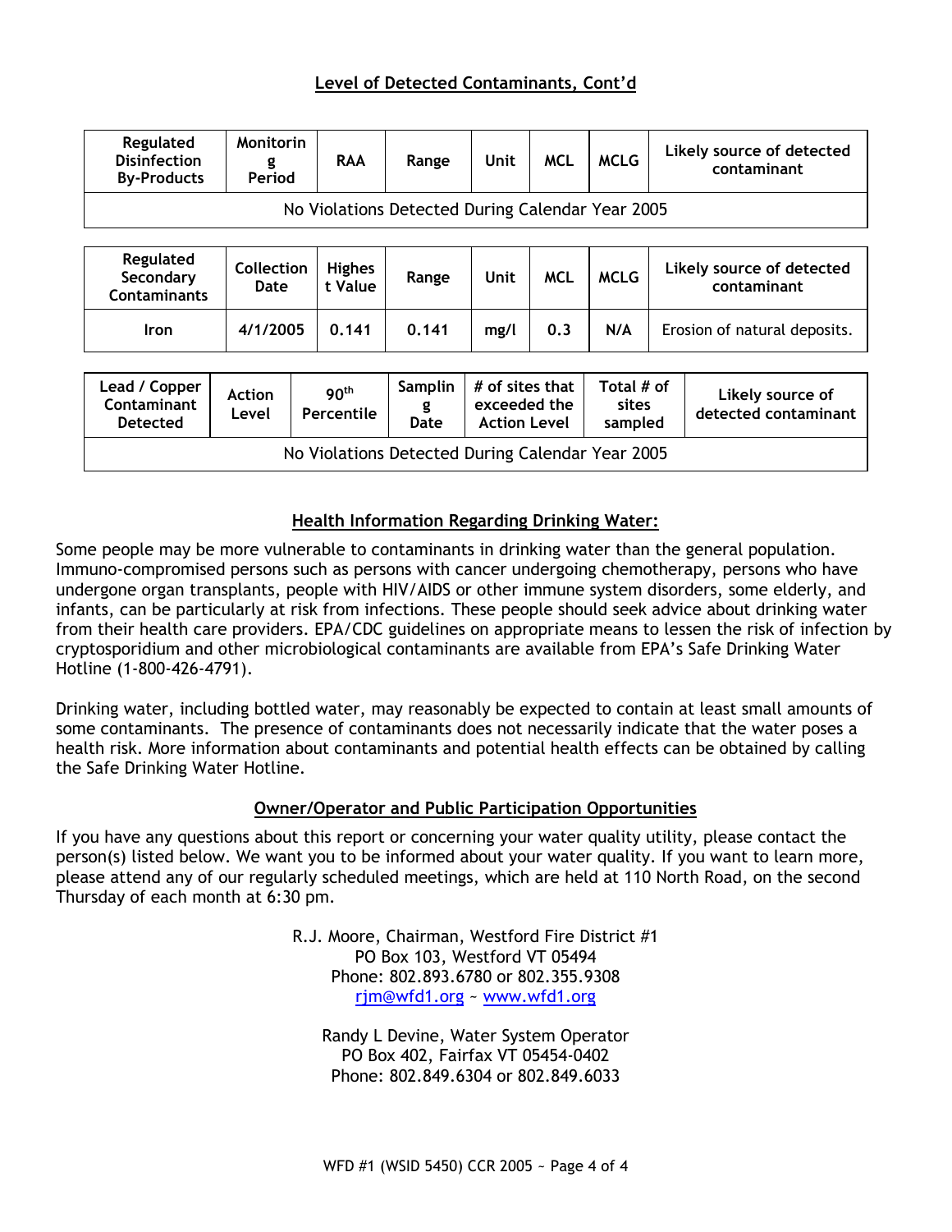## Level of Detected Contaminants, Cont'd

| Regulated Disinfection By-Products | Monitoring Period | RAA | Range | Unit | MCL | MCLG | Likely source of detected contaminant |
|---|---|---|---|---|---|---|---|
| No Violations Detected During Calendar Year 2005 | | | | | | | |

| Regulated Secondary Contaminants | Collection Date | Highest Value | Range | Unit | MCL | MCLG | Likely source of detected contaminant |
|---|---|---|---|---|---|---|---|
| Iron | 4/1/2005 | 0.141 | 0.141 | mg/l | 0.3 | N/A | Erosion of natural deposits. |

| Lead / Copper Contaminant Detected | Action Level | 90th Percentile | Sampling Date | # of sites that exceeded the Action Level | Total # of sites sampled | Likely source of detected contaminant |
|---|---|---|---|---|---|---|
| No Violations Detected During Calendar Year 2005 | | | | | | |

## Health Information Regarding Drinking Water:

Some people may be more vulnerable to contaminants in drinking water than the general population. Immuno-compromised persons such as persons with cancer undergoing chemotherapy, persons who have undergone organ transplants, people with HIV/AIDS or other immune system disorders, some elderly, and infants, can be particularly at risk from infections. These people should seek advice about drinking water from their health care providers. EPA/CDC guidelines on appropriate means to lessen the risk of infection by cryptosporidium and other microbiological contaminants are available from EPA's Safe Drinking Water Hotline (1-800-426-4791).

Drinking water, including bottled water, may reasonably be expected to contain at least small amounts of some contaminants. The presence of contaminants does not necessarily indicate that the water poses a health risk. More information about contaminants and potential health effects can be obtained by calling the Safe Drinking Water Hotline.

## Owner/Operator and Public Participation Opportunities

If you have any questions about this report or concerning your water quality utility, please contact the person(s) listed below. We want you to be informed about your water quality. If you want to learn more, please attend any of our regularly scheduled meetings, which are held at 110 North Road, on the second Thursday of each month at 6:30 pm.

R.J. Moore, Chairman, Westford Fire District #1
PO Box 103, Westford VT 05494
Phone: 802.893.6780 or 802.355.9308
rjm@wfd1.org ~ www.wfd1.org

Randy L Devine, Water System Operator
PO Box 402, Fairfax VT 05454-0402
Phone: 802.849.6304 or 802.849.6033